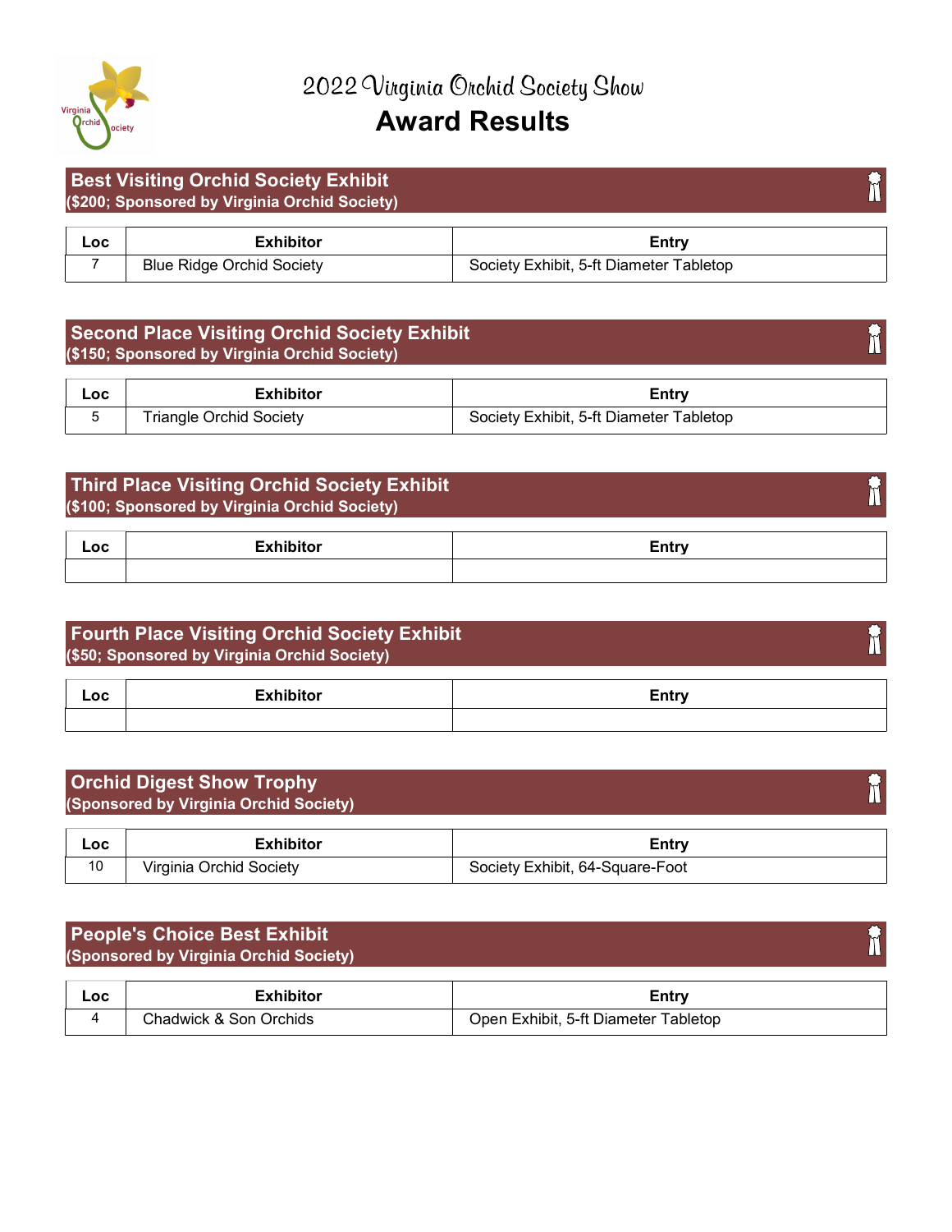# 2022 Virginia Orchid Society Show

# Award Results

## Best Visiting Orchid Society Exhibit
**($200; Sponsored by Virginia Orchid Society)**

| Loc | Exhibitor | Entry |
|---|---|---|
| 7 | Blue Ridge Orchid Society | Society Exhibit, 5-ft Diameter Tabletop |

## Second Place Visiting Orchid Society Exhibit
**($150; Sponsored by Virginia Orchid Society)**

| Loc | Exhibitor | Entry |
|---|---|---|
| 5 | Triangle Orchid Society | Society Exhibit, 5-ft Diameter Tabletop |

## Third Place Visiting Orchid Society Exhibit
**($100; Sponsored by Virginia Orchid Society)**

| Loc | Exhibitor | Entry |
|---|---|---|
| | | |

## Fourth Place Visiting Orchid Society Exhibit
**($50; Sponsored by Virginia Orchid Society)**

| Loc | Exhibitor | Entry |
|---|---|---|
| | | |

## Orchid Digest Show Trophy
**(Sponsored by Virginia Orchid Society)**

| Loc | Exhibitor | Entry |
|---|---|---|
| 10 | Virginia Orchid Society | Society Exhibit, 64-Square-Foot |

## People's Choice Best Exhibit
**(Sponsored by Virginia Orchid Society)**

| Loc | Exhibitor | Entry |
|---|---|---|
| 4 | Chadwick & Son Orchids | Open Exhibit, 5-ft Diameter Tabletop |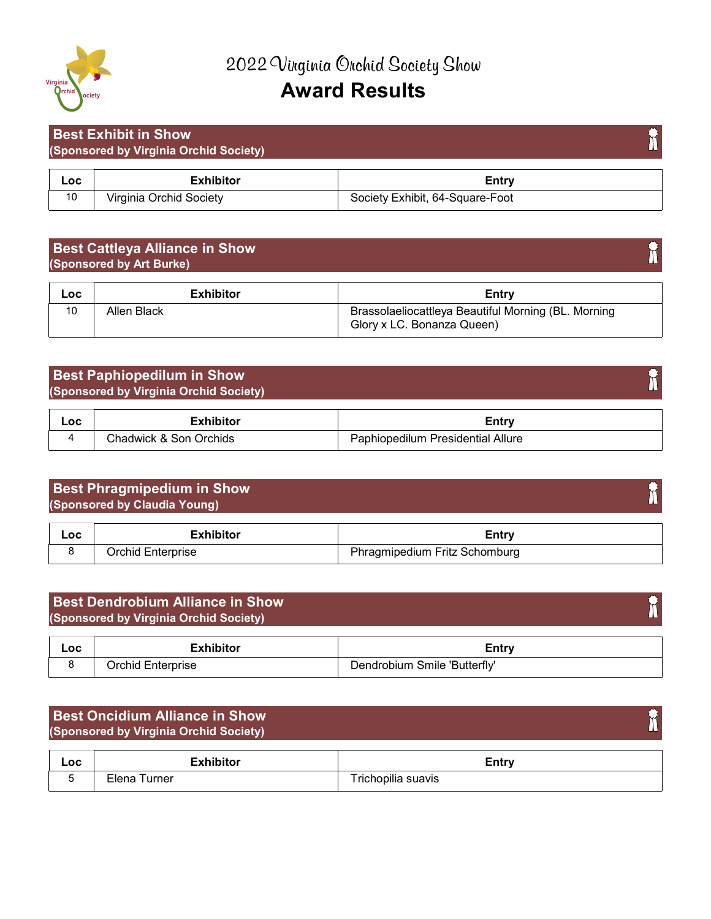# 2022 Virginia Orchid Society Show
# Award Results

## Best Exhibit in Show
**(Sponsored by Virginia Orchid Society)**

| Loc | Exhibitor | Entry |
|---|---|---|
| 10 | Virginia Orchid Society | Society Exhibit, 64-Square-Foot |

## Best Cattleya Alliance in Show
**(Sponsored by Art Burke)**

| Loc | Exhibitor | Entry |
|---|---|---|
| 10 | Allen Black | Brassolaeliocattleya Beautiful Morning (BL. Morning Glory x LC. Bonanza Queen) |

## Best Paphiopedilum in Show
**(Sponsored by Virginia Orchid Society)**

| Loc | Exhibitor | Entry |
|---|---|---|
| 4 | Chadwick & Son Orchids | Paphiopedilum Presidential Allure |

## Best Phragmipedium in Show
**(Sponsored by Claudia Young)**

| Loc | Exhibitor | Entry |
|---|---|---|
| 8 | Orchid Enterprise | Phragmipedium Fritz Schomburg |

## Best Dendrobium Alliance in Show
**(Sponsored by Virginia Orchid Society)**

| Loc | Exhibitor | Entry |
|---|---|---|
| 8 | Orchid Enterprise | Dendrobium Smile 'Butterfly' |

## Best Oncidium Alliance in Show
**(Sponsored by Virginia Orchid Society)**

| Loc | Exhibitor | Entry |
|---|---|---|
| 5 | Elena Turner | Trichopilia suavis |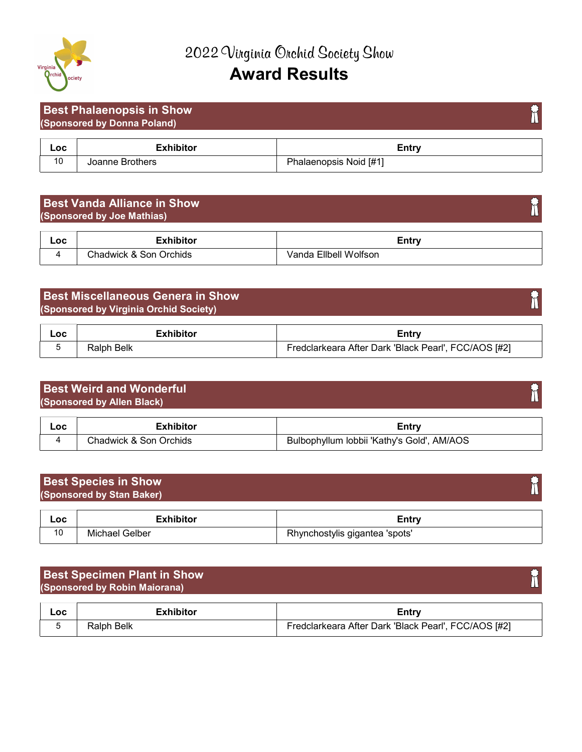# 2022 Virginia Orchid Society Show
## Award Results

### Best Phalaenopsis in Show
**(Sponsored by Donna Poland)**

| Loc | Exhibitor | Entry |
|---|---|---|
| 10 | Joanne Brothers | Phalaenopsis Noid [#1] |

### Best Vanda Alliance in Show
**(Sponsored by Joe Mathias)**

| Loc | Exhibitor | Entry |
|---|---|---|
| 4 | Chadwick & Son Orchids | Vanda Ellbell Wolfson |

### Best Miscellaneous Genera in Show
**(Sponsored by Virginia Orchid Society)**

| Loc | Exhibitor | Entry |
|---|---|---|
| 5 | Ralph Belk | Fredclarkeara After Dark 'Black Pearl', FCC/AOS [#2] |

### Best Weird and Wonderful
**(Sponsored by Allen Black)**

| Loc | Exhibitor | Entry |
|---|---|---|
| 4 | Chadwick & Son Orchids | Bulbophyllum lobbii 'Kathy's Gold', AM/AOS |

### Best Species in Show
**(Sponsored by Stan Baker)**

| Loc | Exhibitor | Entry |
|---|---|---|
| 10 | Michael Gelber | Rhynchostylis gigantea 'spots' |

### Best Specimen Plant in Show
**(Sponsored by Robin Maiorana)**

| Loc | Exhibitor | Entry |
|---|---|---|
| 5 | Ralph Belk | Fredclarkeara After Dark 'Black Pearl', FCC/AOS [#2] |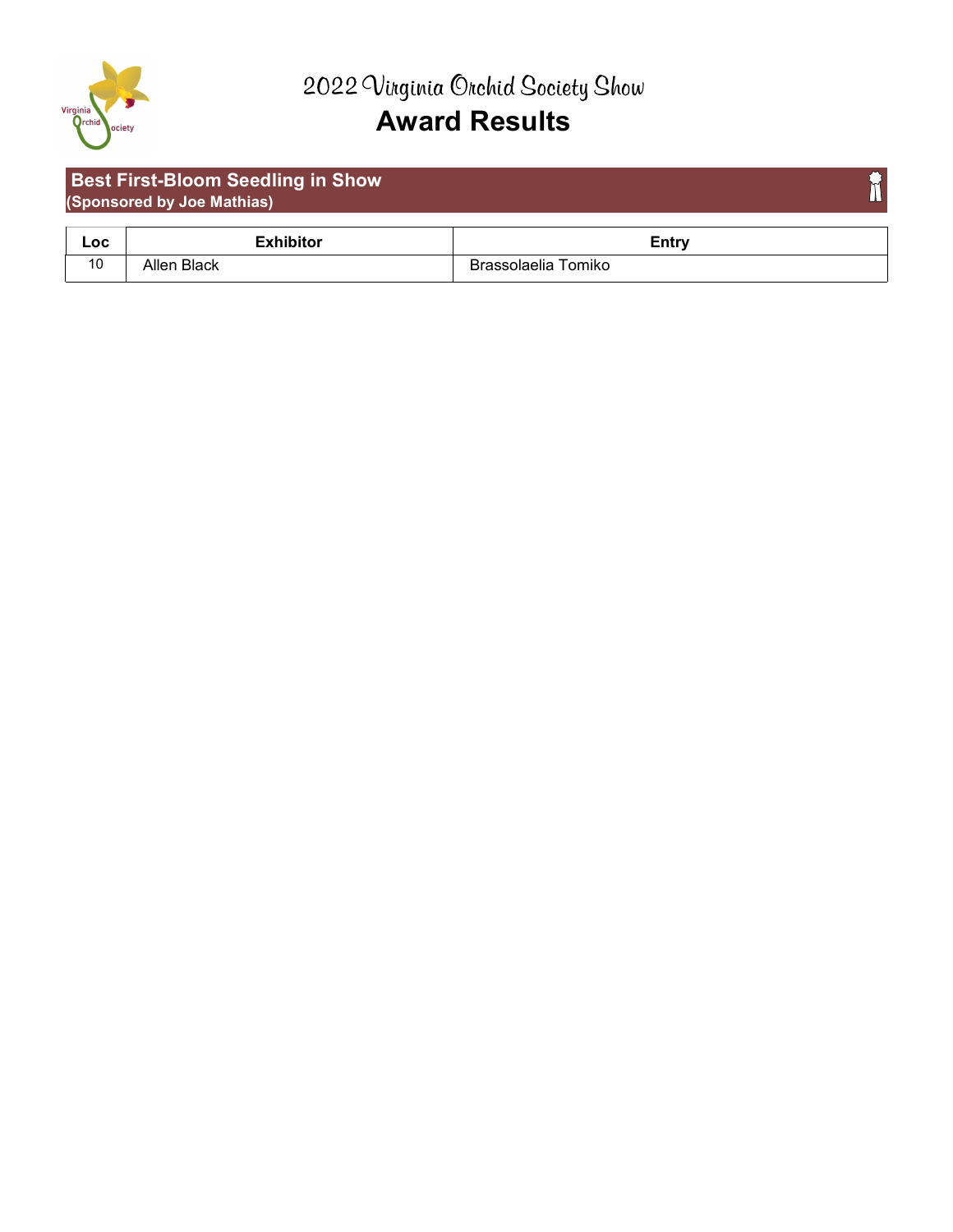# 2022 Virginia Orchid Society Show
## Award Results

### Best First-Bloom Seedling in Show
**(Sponsored by Joe Mathias)**

| Loc | Exhibitor | Entry |
|---|---|---|
| 10 | Allen Black | Brassolaelia Tomiko |